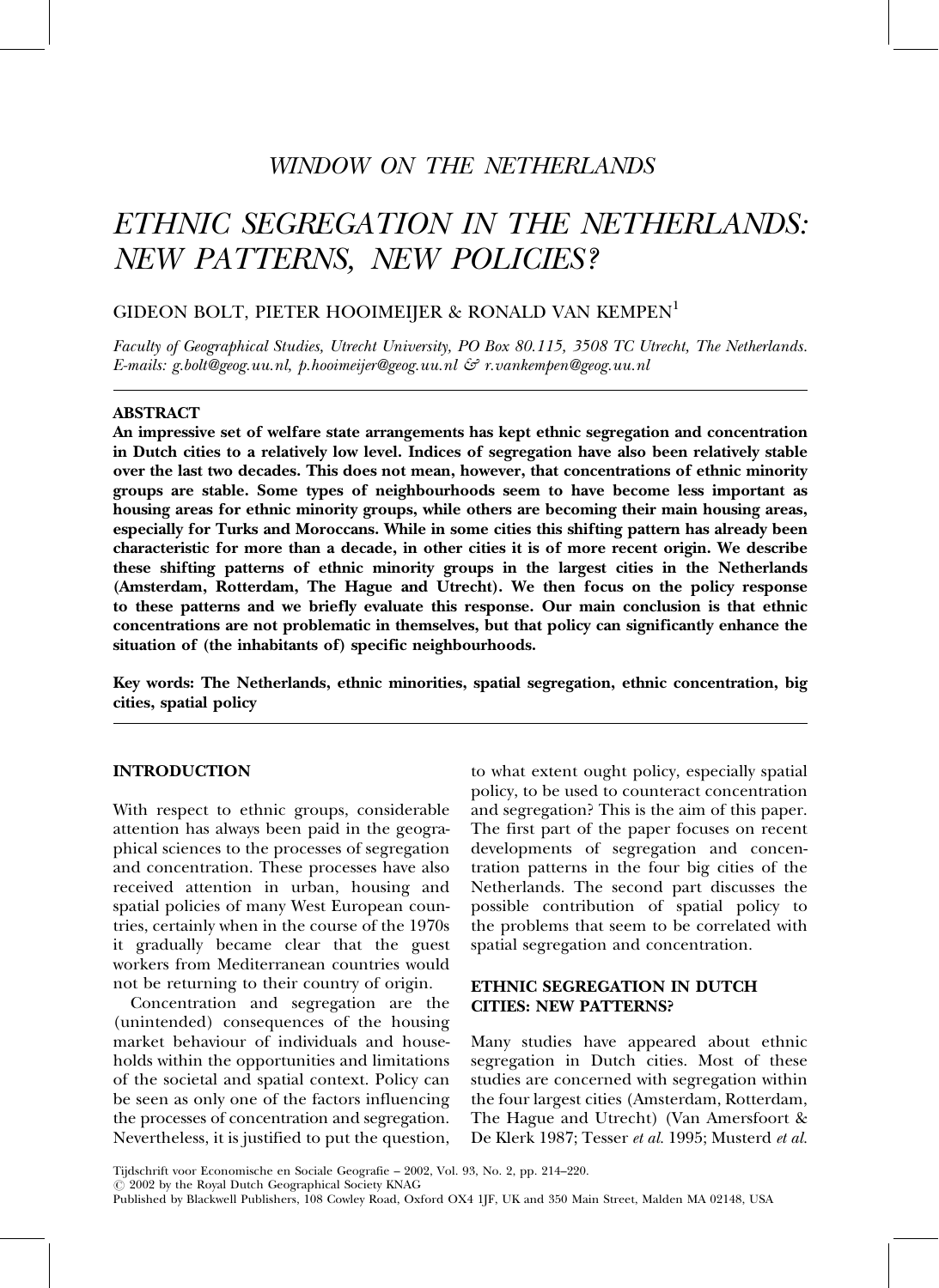# WINDOW ON THE NETHERLANDS

# ETHNIC SEGREGATION IN THE NETHERLANDS: NEW PATTERNS, NEW POLICIES?

GIDEON BOLT, PIETER HOOIMEIJER & RONALD VAN KEMPEN[1]

*Faculty of Geographical Studies, Utrecht University, PO Box 80.115, 3508 TC Utrecht, The Netherlands. E-mails: g.bolt@geog.uu.nl, p.hooimeijer@geog.uu.nl & r.vankempen@geog.uu.nl*

## ABSTRACT

**An impressive set of welfare state arrangements has kept ethnic segregation and concentration in Dutch cities to a relatively low level. Indices of segregation have also been relatively stable over the last two decades. This does not mean, however, that concentrations of ethnic minority groups are stable. Some types of neighbourhoods seem to have become less important as housing areas for ethnic minority groups, while others are becoming their main housing areas, especially for Turks and Moroccans. While in some cities this shifting pattern has already been characteristic for more than a decade, in other cities it is of more recent origin. We describe these shifting patterns of ethnic minority groups in the largest cities in the Netherlands (Amsterdam, Rotterdam, The Hague and Utrecht). We then focus on the policy response to these patterns and we briefly evaluate this response. Our main conclusion is that ethnic concentrations are not problematic in themselves, but that policy can significantly enhance the situation of (the inhabitants of) specific neighbourhoods.**

**Key words: The Netherlands, ethnic minorities, spatial segregation, ethnic concentration, big cities, spatial policy**

## INTRODUCTION

With respect to ethnic groups, considerable attention has always been paid in the geographical sciences to the processes of segregation and concentration. These processes have also received attention in urban, housing and spatial policies of many West European countries, certainly when in the course of the 1970s it gradually became clear that the guest workers from Mediterranean countries would not be returning to their country of origin.

Concentration and segregation are the (unintended) consequences of the housing market behaviour of individuals and households within the opportunities and limitations of the societal and spatial context. Policy can be seen as only one of the factors influencing the processes of concentration and segregation. Nevertheless, it is justified to put the question, to what extent ought policy, especially spatial policy, to be used to counteract concentration and segregation? This is the aim of this paper. The first part of the paper focuses on recent developments of segregation and concentration patterns in the four big cities of the Netherlands. The second part discusses the possible contribution of spatial policy to the problems that seem to be correlated with spatial segregation and concentration.

## ETHNIC SEGREGATION IN DUTCH CITIES: NEW PATTERNS?

Many studies have appeared about ethnic segregation in Dutch cities. Most of these studies are concerned with segregation within the four largest cities (Amsterdam, Rotterdam, The Hague and Utrecht) (Van Amersfoort & De Klerk 1987; Tesser *et al.* 1995; Musterd *et al.*

Tijdschrift voor Economische en Sociale Geografie – 2002, Vol. 93, No. 2, pp. 214–220.
© 2002 by the Royal Dutch Geographical Society KNAG
Published by Blackwell Publishers, 108 Cowley Road, Oxford OX4 1JF, UK and 350 Main Street, Malden MA 02148, USA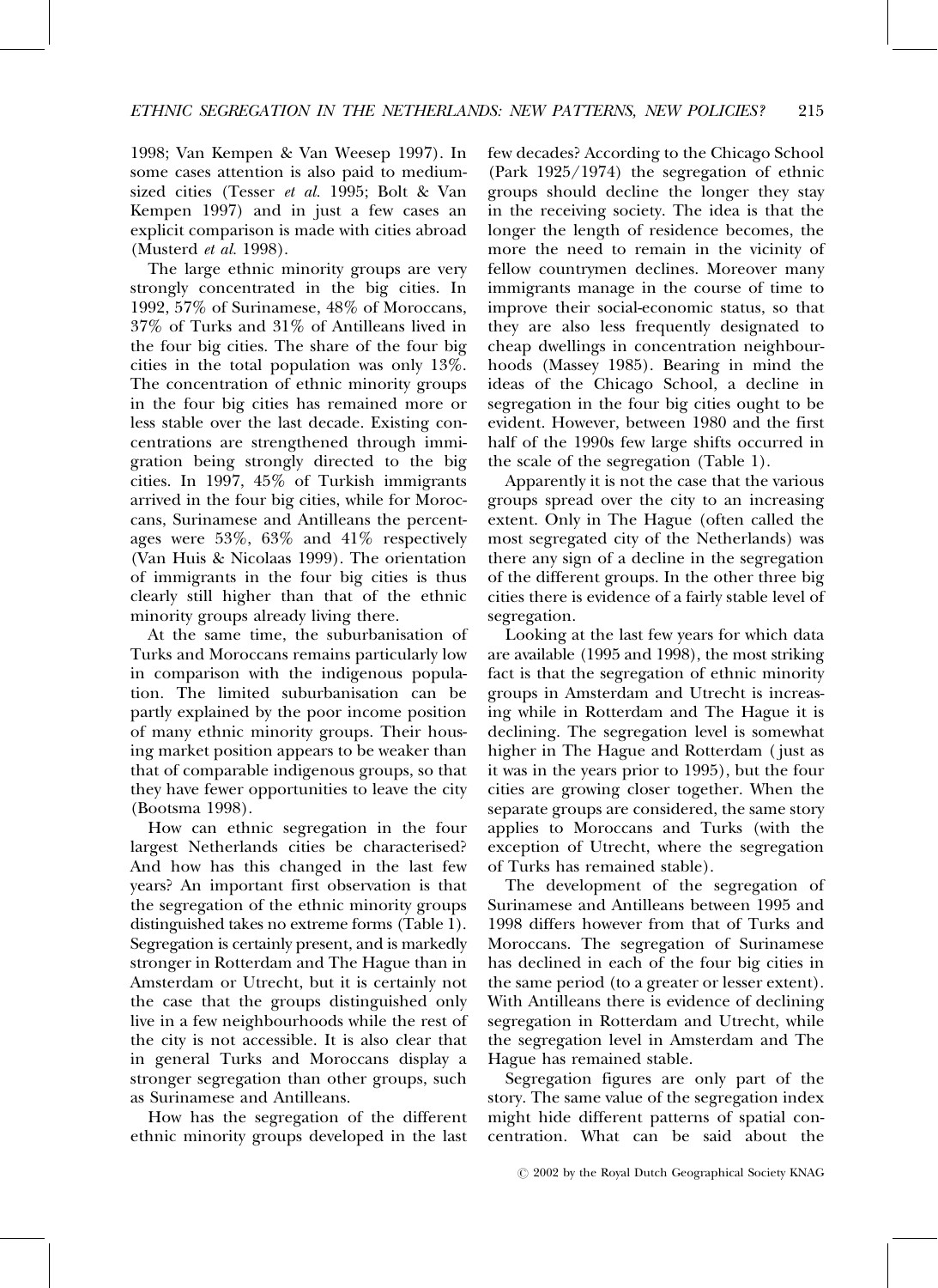1998; Van Kempen & Van Weesep 1997). In some cases attention is also paid to medium-sized cities (Tesser *et al.* 1995; Bolt & Van Kempen 1997) and in just a few cases an explicit comparison is made with cities abroad (Musterd *et al.* 1998).

The large ethnic minority groups are very strongly concentrated in the big cities. In 1992, 57% of Surinamese, 48% of Moroccans, 37% of Turks and 31% of Antilleans lived in the four big cities. The share of the four big cities in the total population was only 13%. The concentration of ethnic minority groups in the four big cities has remained more or less stable over the last decade. Existing concentrations are strengthened through immigration being strongly directed to the big cities. In 1997, 45% of Turkish immigrants arrived in the four big cities, while for Moroccans, Surinamese and Antilleans the percentages were 53%, 63% and 41% respectively (Van Huis & Nicolaas 1999). The orientation of immigrants in the four big cities is thus clearly still higher than that of the ethnic minority groups already living there.

At the same time, the suburbanisation of Turks and Moroccans remains particularly low in comparison with the indigenous population. The limited suburbanisation can be partly explained by the poor income position of many ethnic minority groups. Their housing market position appears to be weaker than that of comparable indigenous groups, so that they have fewer opportunities to leave the city (Bootsma 1998).

How can ethnic segregation in the four largest Netherlands cities be characterised? And how has this changed in the last few years? An important first observation is that the segregation of the ethnic minority groups distinguished takes no extreme forms (Table 1). Segregation is certainly present, and is markedly stronger in Rotterdam and The Hague than in Amsterdam or Utrecht, but it is certainly not the case that the groups distinguished only live in a few neighbourhoods while the rest of the city is not accessible. It is also clear that in general Turks and Moroccans display a stronger segregation than other groups, such as Surinamese and Antilleans.

How has the segregation of the different ethnic minority groups developed in the last few decades? According to the Chicago School (Park 1925/1974) the segregation of ethnic groups should decline the longer they stay in the receiving society. The idea is that the longer the length of residence becomes, the more the need to remain in the vicinity of fellow countrymen declines. Moreover many immigrants manage in the course of time to improve their social-economic status, so that they are also less frequently designated to cheap dwellings in concentration neighbourhoods (Massey 1985). Bearing in mind the ideas of the Chicago School, a decline in segregation in the four big cities ought to be evident. However, between 1980 and the first half of the 1990s few large shifts occurred in the scale of the segregation (Table 1).

Apparently it is not the case that the various groups spread over the city to an increasing extent. Only in The Hague (often called the most segregated city of the Netherlands) was there any sign of a decline in the segregation of the different groups. In the other three big cities there is evidence of a fairly stable level of segregation.

Looking at the last few years for which data are available (1995 and 1998), the most striking fact is that the segregation of ethnic minority groups in Amsterdam and Utrecht is increasing while in Rotterdam and The Hague it is declining. The segregation level is somewhat higher in The Hague and Rotterdam (just as it was in the years prior to 1995), but the four cities are growing closer together. When the separate groups are considered, the same story applies to Moroccans and Turks (with the exception of Utrecht, where the segregation of Turks has remained stable).

The development of the segregation of Surinamese and Antilleans between 1995 and 1998 differs however from that of Turks and Moroccans. The segregation of Surinamese has declined in each of the four big cities in the same period (to a greater or lesser extent). With Antilleans there is evidence of declining segregation in Rotterdam and Utrecht, while the segregation level in Amsterdam and The Hague has remained stable.

Segregation figures are only part of the story. The same value of the segregation index might hide different patterns of spatial concentration. What can be said about the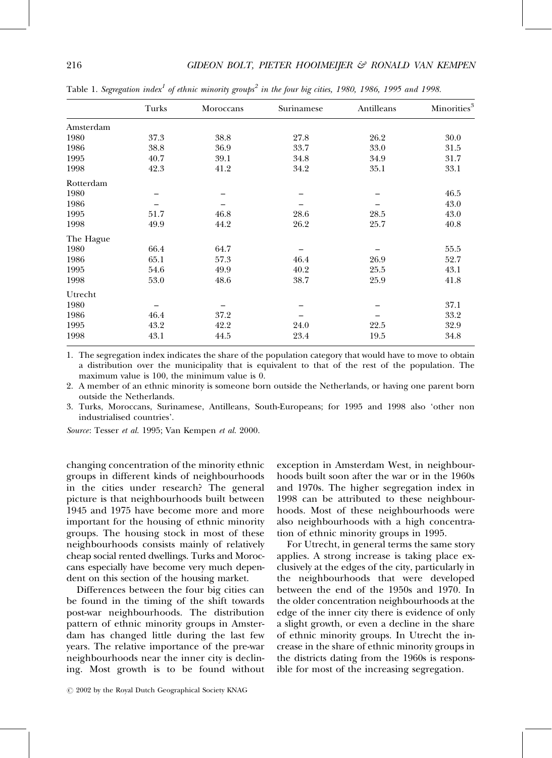Table 1. *Segregation index[1] of ethnic minority groups[2] in the four big cities, 1980, 1986, 1995 and 1998.*

| | Turks | Moroccans | Surinamese | Antilleans | Minorities[3] |
|---|---|---|---|---|---|
| Amsterdam | | | | | |
| 1980 | 37.3 | 38.8 | 27.8 | 26.2 | 30.0 |
| 1986 | 38.8 | 36.9 | 33.7 | 33.0 | 31.5 |
| 1995 | 40.7 | 39.1 | 34.8 | 34.9 | 31.7 |
| 1998 | 42.3 | 41.2 | 34.2 | 35.1 | 33.1 |
| Rotterdam | | | | | |
| 1980 | – | – | – | – | 46.5 |
| 1986 | – | – | – | – | 43.0 |
| 1995 | 51.7 | 46.8 | 28.6 | 28.5 | 43.0 |
| 1998 | 49.9 | 44.2 | 26.2 | 25.7 | 40.8 |
| The Hague | | | | | |
| 1980 | 66.4 | 64.7 | – | – | 55.5 |
| 1986 | 65.1 | 57.3 | 46.4 | 26.9 | 52.7 |
| 1995 | 54.6 | 49.9 | 40.2 | 25.5 | 43.1 |
| 1998 | 53.0 | 48.6 | 38.7 | 25.9 | 41.8 |
| Utrecht | | | | | |
| 1980 | – | – | – | – | 37.1 |
| 1986 | 46.4 | 37.2 | – | – | 33.2 |
| 1995 | 43.2 | 42.2 | 24.0 | 22.5 | 32.9 |
| 1998 | 43.1 | 44.5 | 23.4 | 19.5 | 34.8 |

1. The segregation index indicates the share of the population category that would have to move to obtain a distribution over the municipality that is equivalent to that of the rest of the population. The maximum value is 100, the minimum value is 0.
2. A member of an ethnic minority is someone born outside the Netherlands, or having one parent born outside the Netherlands.
3. Turks, Moroccans, Surinamese, Antilleans, South-Europeans; for 1995 and 1998 also 'other non industrialised countries'.

*Source*: Tesser *et al.* 1995; Van Kempen *et al.* 2000.

changing concentration of the minority ethnic groups in different kinds of neighbourhoods in the cities under research? The general picture is that neighbourhoods built between 1945 and 1975 have become more and more important for the housing of ethnic minority groups. The housing stock in most of these neighbourhoods consists mainly of relatively cheap social rented dwellings. Turks and Moroccans especially have become very much dependent on this section of the housing market.

Differences between the four big cities can be found in the timing of the shift towards post-war neighbourhoods. The distribution pattern of ethnic minority groups in Amsterdam has changed little during the last few years. The relative importance of the pre-war neighbourhoods near the inner city is declining. Most growth is to be found without exception in Amsterdam West, in neighbourhoods built soon after the war or in the 1960s and 1970s. The higher segregation index in 1998 can be attributed to these neighbourhoods. Most of these neighbourhoods were also neighbourhoods with a high concentration of ethnic minority groups in 1995.

For Utrecht, in general terms the same story applies. A strong increase is taking place exclusively at the edges of the city, particularly in the neighbourhoods that were developed between the end of the 1950s and 1970. In the older concentration neighbourhoods at the edge of the inner city there is evidence of only a slight growth, or even a decline in the share of ethnic minority groups. In Utrecht the increase in the share of ethnic minority groups in the districts dating from the 1960s is responsible for most of the increasing segregation.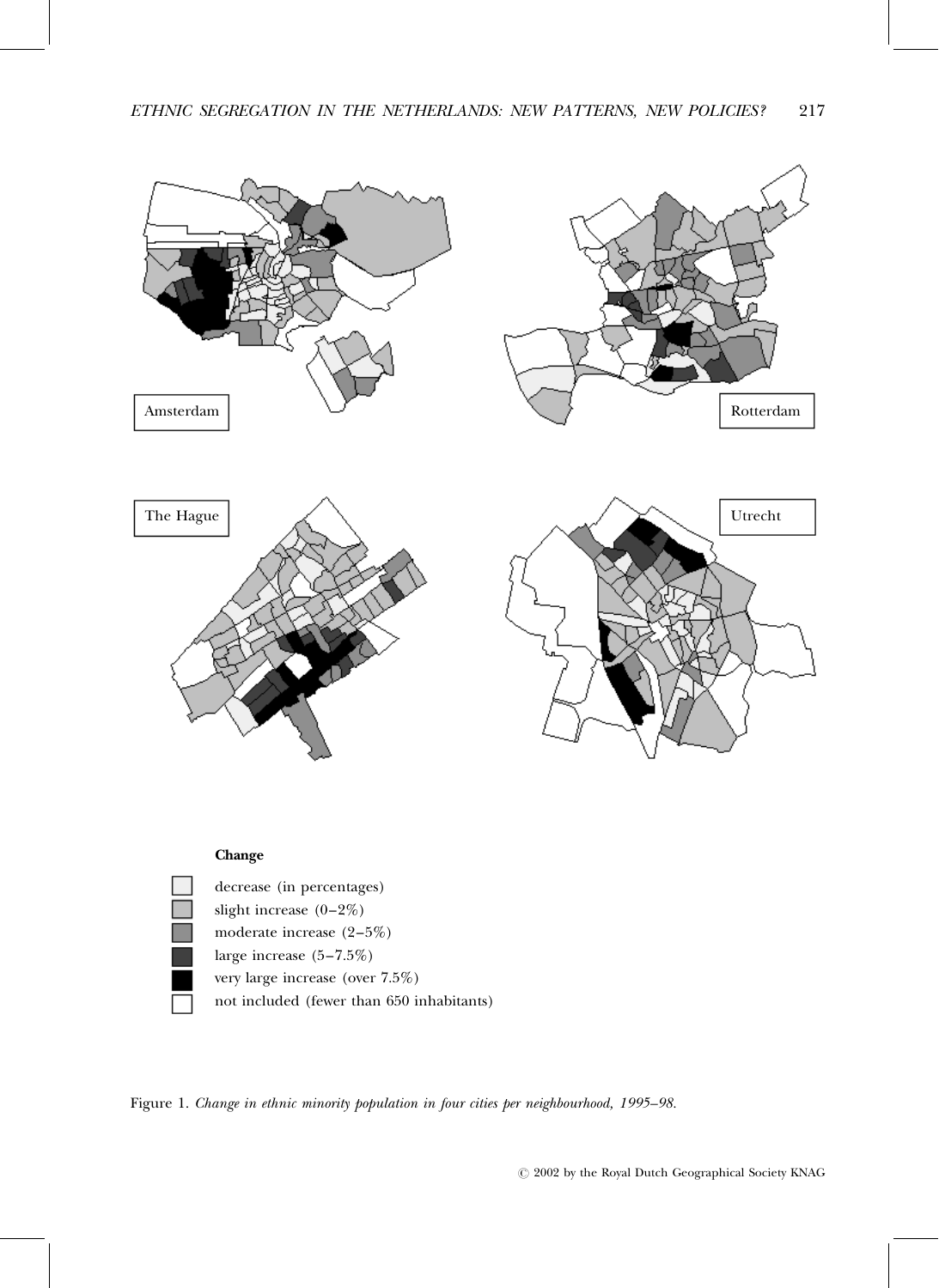Amsterdam

Rotterdam

The Hague

Utrecht

**Change**

- decrease (in percentages)
- slight increase (0–2%)
- moderate increase (2–5%)
- large increase (5–7.5%)
- very large increase (over 7.5%)
- not included (fewer than 650 inhabitants)

Figure 1. *Change in ethnic minority population in four cities per neighbourhood, 1995–98.*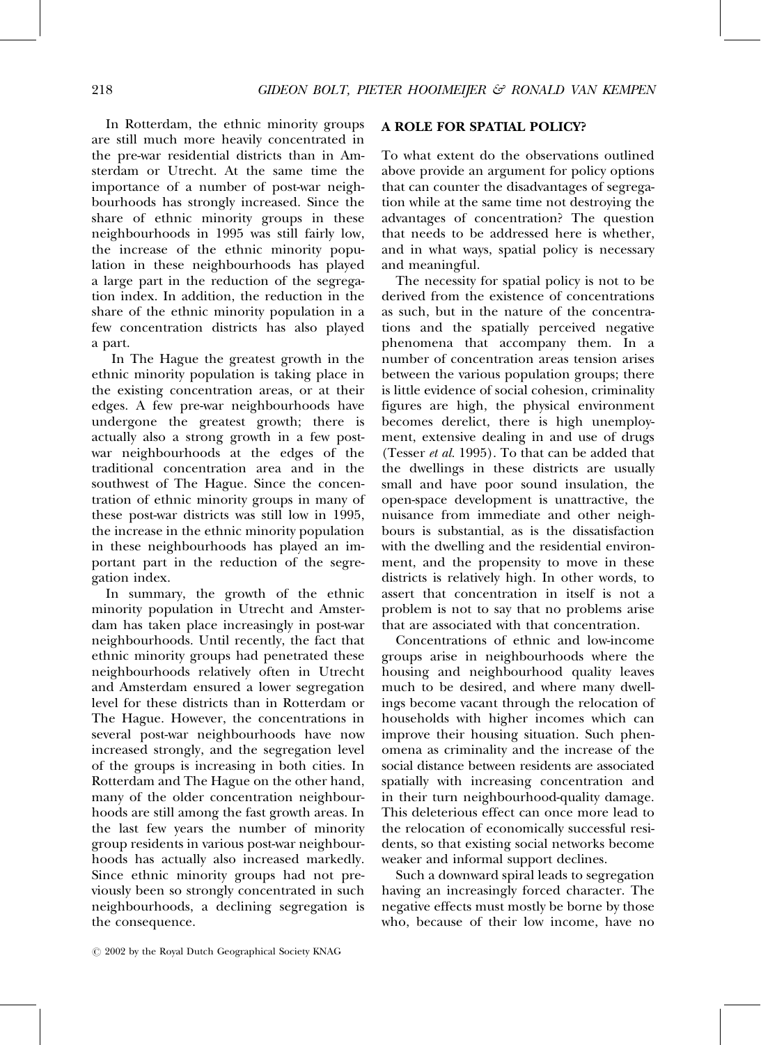In Rotterdam, the ethnic minority groups are still much more heavily concentrated in the pre-war residential districts than in Amsterdam or Utrecht. At the same time the importance of a number of post-war neighbourhoods has strongly increased. Since the share of ethnic minority groups in these neighbourhoods in 1995 was still fairly low, the increase of the ethnic minority population in these neighbourhoods has played a large part in the reduction of the segregation index. In addition, the reduction in the share of the ethnic minority population in a few concentration districts has also played a part.

In The Hague the greatest growth in the ethnic minority population is taking place in the existing concentration areas, or at their edges. A few pre-war neighbourhoods have undergone the greatest growth; there is actually also a strong growth in a few post-war neighbourhoods at the edges of the traditional concentration area and in the southwest of The Hague. Since the concentration of ethnic minority groups in many of these post-war districts was still low in 1995, the increase in the ethnic minority population in these neighbourhoods has played an important part in the reduction of the segregation index.

In summary, the growth of the ethnic minority population in Utrecht and Amsterdam has taken place increasingly in post-war neighbourhoods. Until recently, the fact that ethnic minority groups had penetrated these neighbourhoods relatively often in Utrecht and Amsterdam ensured a lower segregation level for these districts than in Rotterdam or The Hague. However, the concentrations in several post-war neighbourhoods have now increased strongly, and the segregation level of the groups is increasing in both cities. In Rotterdam and The Hague on the other hand, many of the older concentration neighbourhoods are still among the fast growth areas. In the last few years the number of minority group residents in various post-war neighbourhoods has actually also increased markedly. Since ethnic minority groups had not previously been so strongly concentrated in such neighbourhoods, a declining segregation is the consequence.

## A ROLE FOR SPATIAL POLICY?

To what extent do the observations outlined above provide an argument for policy options that can counter the disadvantages of segregation while at the same time not destroying the advantages of concentration? The question that needs to be addressed here is whether, and in what ways, spatial policy is necessary and meaningful.

The necessity for spatial policy is not to be derived from the existence of concentrations as such, but in the nature of the concentrations and the spatially perceived negative phenomena that accompany them. In a number of concentration areas tension arises between the various population groups; there is little evidence of social cohesion, criminality figures are high, the physical environment becomes derelict, there is high unemployment, extensive dealing in and use of drugs (Tesser *et al.* 1995). To that can be added that the dwellings in these districts are usually small and have poor sound insulation, the open-space development is unattractive, the nuisance from immediate and other neighbours is substantial, as is the dissatisfaction with the dwelling and the residential environment, and the propensity to move in these districts is relatively high. In other words, to assert that concentration in itself is not a problem is not to say that no problems arise that are associated with that concentration.

Concentrations of ethnic and low-income groups arise in neighbourhoods where the housing and neighbourhood quality leaves much to be desired, and where many dwellings become vacant through the relocation of households with higher incomes which can improve their housing situation. Such phenomena as criminality and the increase of the social distance between residents are associated spatially with increasing concentration and in their turn neighbourhood-quality damage. This deleterious effect can once more lead to the relocation of economically successful residents, so that existing social networks become weaker and informal support declines.

Such a downward spiral leads to segregation having an increasingly forced character. The negative effects must mostly be borne by those who, because of their low income, have no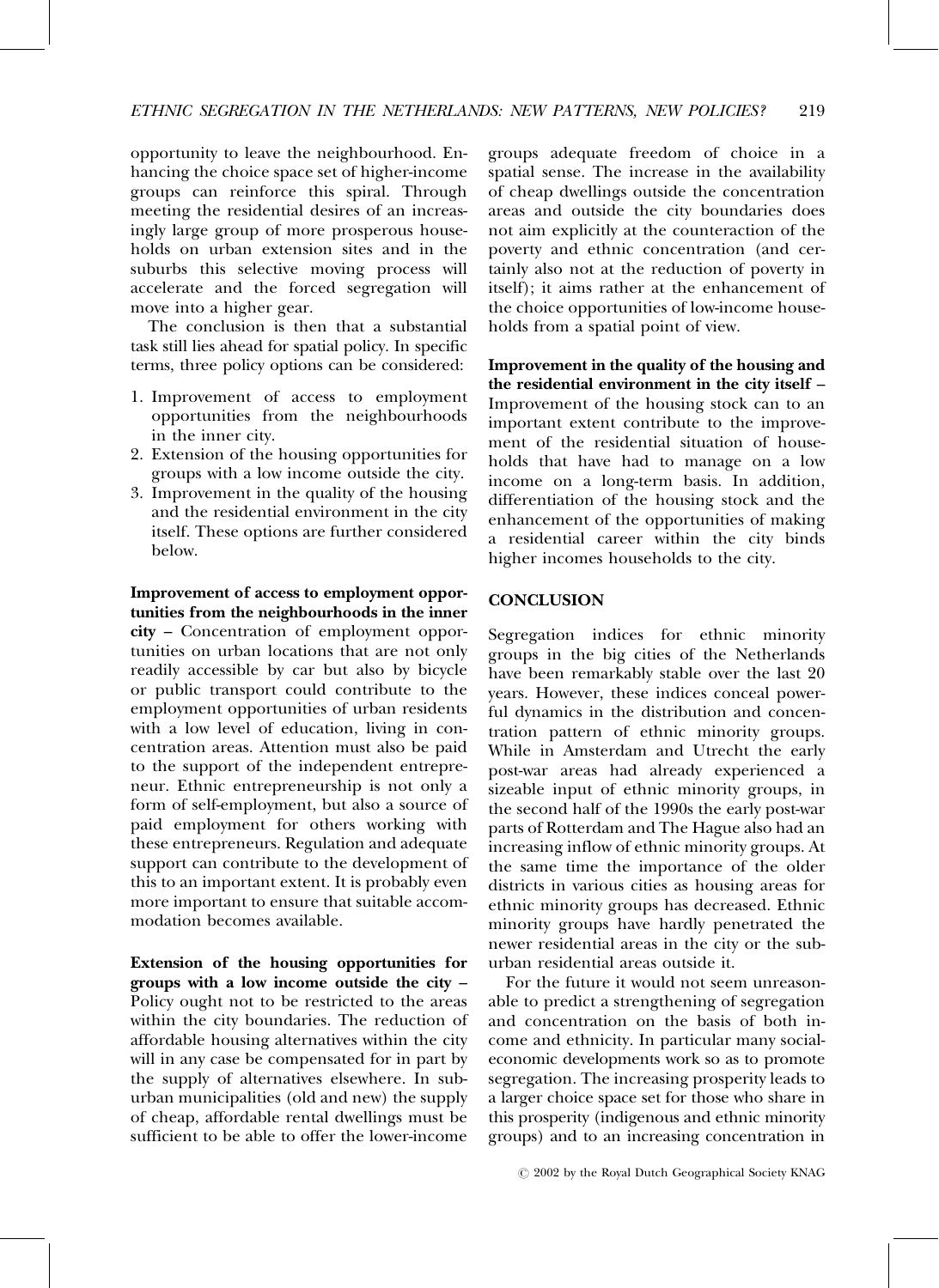opportunity to leave the neighbourhood. Enhancing the choice space set of higher-income groups can reinforce this spiral. Through meeting the residential desires of an increasingly large group of more prosperous households on urban extension sites and in the suburbs this selective moving process will accelerate and the forced segregation will move into a higher gear.

The conclusion is then that a substantial task still lies ahead for spatial policy. In specific terms, three policy options can be considered:

1. Improvement of access to employment opportunities from the neighbourhoods in the inner city.
2. Extension of the housing opportunities for groups with a low income outside the city.
3. Improvement in the quality of the housing and the residential environment in the city itself. These options are further considered below.

**Improvement of access to employment opportunities from the neighbourhoods in the inner city** – Concentration of employment opportunities on urban locations that are not only readily accessible by car but also by bicycle or public transport could contribute to the employment opportunities of urban residents with a low level of education, living in concentration areas. Attention must also be paid to the support of the independent entrepreneur. Ethnic entrepreneurship is not only a form of self-employment, but also a source of paid employment for others working with these entrepreneurs. Regulation and adequate support can contribute to the development of this to an important extent. It is probably even more important to ensure that suitable accommodation becomes available.

**Extension of the housing opportunities for groups with a low income outside the city** – Policy ought not to be restricted to the areas within the city boundaries. The reduction of affordable housing alternatives within the city will in any case be compensated for in part by the supply of alternatives elsewhere. In suburban municipalities (old and new) the supply of cheap, affordable rental dwellings must be sufficient to be able to offer the lower-income groups adequate freedom of choice in a spatial sense. The increase in the availability of cheap dwellings outside the concentration areas and outside the city boundaries does not aim explicitly at the counteraction of the poverty and ethnic concentration (and certainly also not at the reduction of poverty in itself); it aims rather at the enhancement of the choice opportunities of low-income households from a spatial point of view.

**Improvement in the quality of the housing and the residential environment in the city itself** – Improvement of the housing stock can to an important extent contribute to the improvement of the residential situation of households that have had to manage on a low income on a long-term basis. In addition, differentiation of the housing stock and the enhancement of the opportunities of making a residential career within the city binds higher incomes households to the city.

## CONCLUSION

Segregation indices for ethnic minority groups in the big cities of the Netherlands have been remarkably stable over the last 20 years. However, these indices conceal powerful dynamics in the distribution and concentration pattern of ethnic minority groups. While in Amsterdam and Utrecht the early post-war areas had already experienced a sizeable input of ethnic minority groups, in the second half of the 1990s the early post-war parts of Rotterdam and The Hague also had an increasing inflow of ethnic minority groups. At the same time the importance of the older districts in various cities as housing areas for ethnic minority groups has decreased. Ethnic minority groups have hardly penetrated the newer residential areas in the city or the suburban residential areas outside it.

For the future it would not seem unreasonable to predict a strengthening of segregation and concentration on the basis of both income and ethnicity. In particular many social-economic developments work so as to promote segregation. The increasing prosperity leads to a larger choice space set for those who share in this prosperity (indigenous and ethnic minority groups) and to an increasing concentration in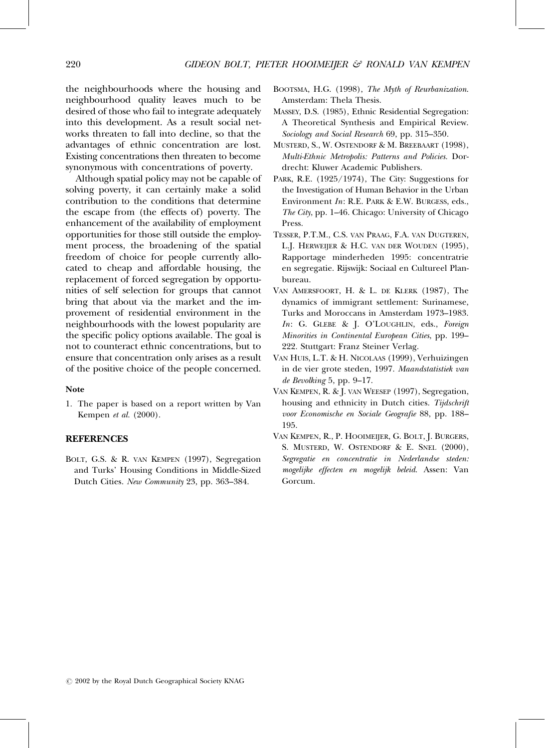the neighbourhoods where the housing and neighbourhood quality leaves much to be desired of those who fail to integrate adequately into this development. As a result social networks threaten to fall into decline, so that the advantages of ethnic concentration are lost. Existing concentrations then threaten to become synonymous with concentrations of poverty.

Although spatial policy may not be capable of solving poverty, it can certainly make a solid contribution to the conditions that determine the escape from (the effects of) poverty. The enhancement of the availability of employment opportunities for those still outside the employment process, the broadening of the spatial freedom of choice for people currently allocated to cheap and affordable housing, the replacement of forced segregation by opportunities of self selection for groups that cannot bring that about via the market and the improvement of residential environment in the neighbourhoods with the lowest popularity are the specific policy options available. The goal is not to counteract ethnic concentrations, but to ensure that concentration only arises as a result of the positive choice of the people concerned.

### Note

1. The paper is based on a report written by Van Kempen *et al.* (2000).

## REFERENCES

Bolt, G.S. & R. van Kempen (1997), Segregation and Turks' Housing Conditions in Middle-Sized Dutch Cities. *New Community* 23, pp. 363–384.

Bootsma, H.G. (1998), *The Myth of Reurbanization*. Amsterdam: Thela Thesis.

Massey, D.S. (1985), Ethnic Residential Segregation: A Theoretical Synthesis and Empirical Review. *Sociology and Social Research* 69, pp. 315–350.

Musterd, S., W. Ostendorf & M. Breebaart (1998), *Multi-Ethnic Metropolis: Patterns and Policies*. Dordrecht: Kluwer Academic Publishers.

Park, R.E. (1925/1974), The City: Suggestions for the Investigation of Human Behavior in the Urban Environment *In*: R.E. Park & E.W. Burgess, eds., *The City*, pp. 1–46. Chicago: University of Chicago Press.

Tesser, P.T.M., C.S. van Praag, F.A. van Dugteren, L.J. Herweijer & H.C. van der Wouden (1995), Rapportage minderheden 1995: concentratrie en segregatie. Rijswijk: Sociaal en Cultureel Planbureau.

Van Amersfoort, H. & L. de Klerk (1987), The dynamics of immigrant settlement: Surinamese, Turks and Moroccans in Amsterdam 1973–1983. *In*: G. Glebe & J. O'Loughlin, eds., *Foreign Minorities in Continental European Cities*, pp. 199–222. Stuttgart: Franz Steiner Verlag.

Van Huis, L.T. & H. Nicolaas (1999), Verhuizingen in de vier grote steden, 1997. *Maandstatistiek van de Bevolking* 5, pp. 9–17.

Van Kempen, R. & J. van Weesep (1997), Segregation, housing and ethnicity in Dutch cities. *Tijdschrift voor Economische en Sociale Geografie* 88, pp. 188–195.

Van Kempen, R., P. Hooimeijer, G. Bolt, J. Burgers, S. Musterd, W. Ostendorf & E. Snel (2000), *Segregatie en concentratie in Nederlandse steden: mogelijke effecten en mogelijk beleid*. Assen: Van Gorcum.